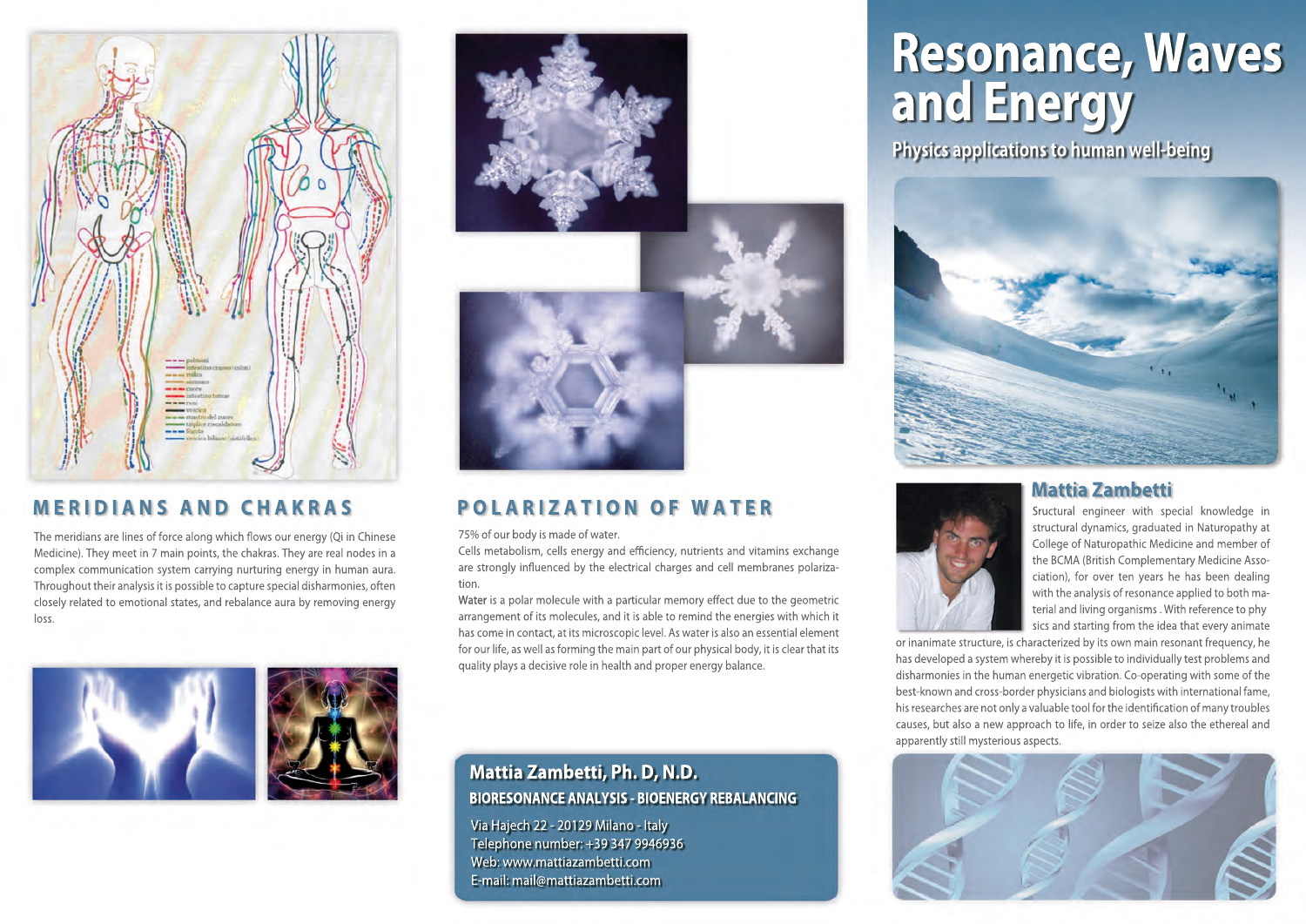# Resonance, Waves and Energy

## Physics applications to human well-being

## MERIDIANS AND CHAKRAS

The meridians are lines of force along which flows our energy (Qi in Chinese Medicine). They meet in 7 main points, the chakras. They are real nodes in a complex communication system carrying nurturing energy in human aura. Throughout their analysis it is possible to capture special disharmonies, often closely related to emotional states, and rebalance aura by removing energy loss.

## POLARIZATION OF WATER

75% of our body is made of water.

Cells metabolism, cells energy and efficiency, nutrients and vitamins exchange are strongly influenced by the electrical charges and cell membranes polarization.

Water is a polar molecule with a particular memory effect due to the geometric arrangement of its molecules, and it is able to remind the energies with which it has come in contact, at its microscopic level. As water is also an essential element for our life, as well as forming the main part of our physical body, it is clear that its quality plays a decisive role in health and proper energy balance.

## Mattia Zambetti

Sructural engineer with special knowledge in structural dynamics, graduated in Naturopathy at College of Naturopathic Medicine and member of the BCMA (British Complementary Medicine Association), for over ten years he has been dealing with the analysis of resonance applied to both material and living organisms . With reference to physics and starting from the idea that every animate or inanimate structure, is characterized by its own main resonant frequency, he has developed a system whereby it is possible to individually test problems and disharmonies in the human energetic vibration. Co-operating with some of the best-known and cross-border physicians and biologists with international fame, his researches are not only a valuable tool for the identification of many troubles causes, but also a new approach to life, in order to seize also the ethereal and apparently still mysterious aspects.

### Mattia Zambetti, Ph. D, N.D.

**BIORESONANCE ANALYSIS - BIOENERGY REBALANCING**

Via Hajech 22 - 20129 Milano - Italy
Telephone number: +39 347 9946936
Web: www.mattiazambetti.com
E-mail: mail@mattiazambetti.com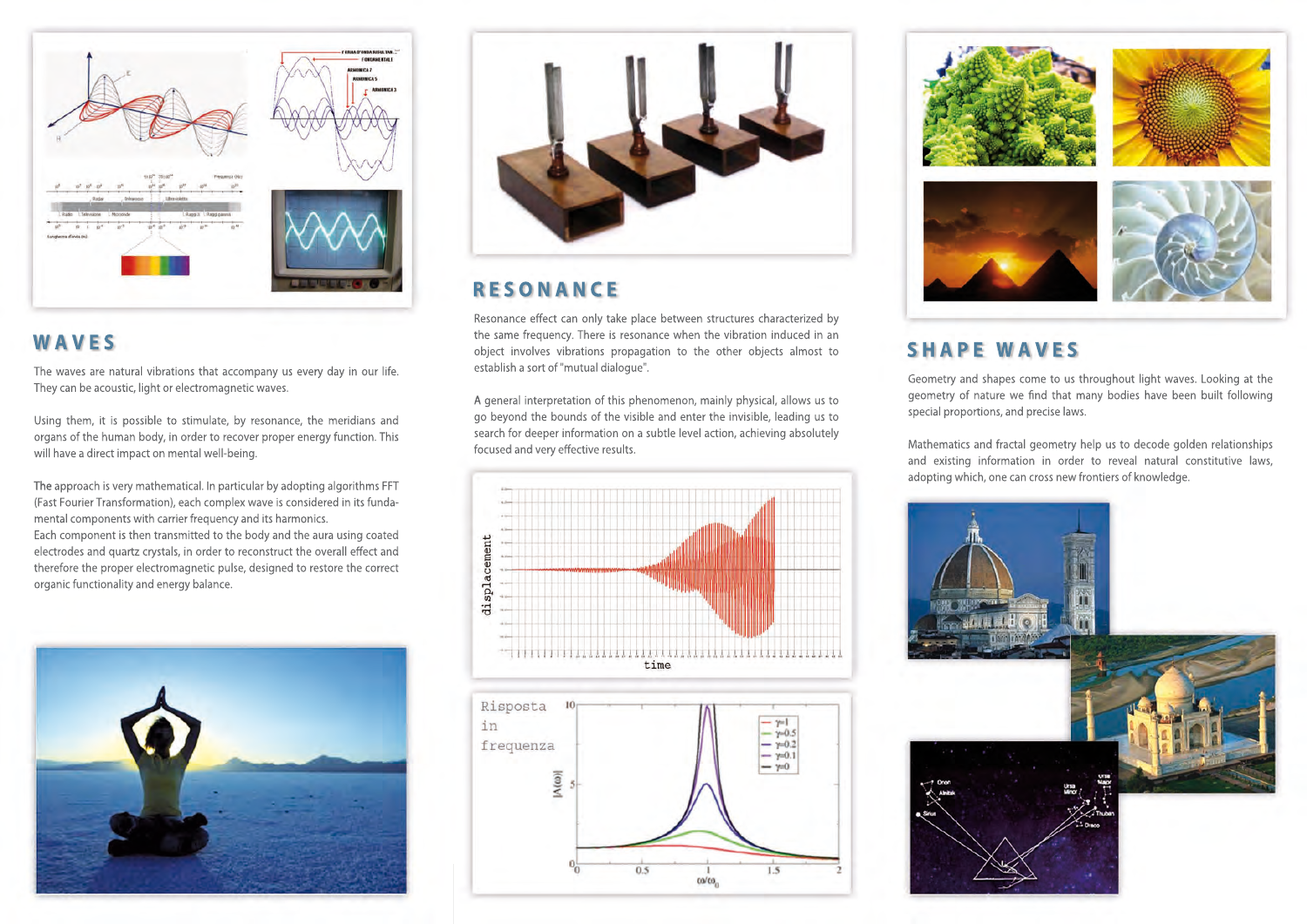## WAVES

The waves are natural vibrations that accompany us every day in our life. They can be acoustic, light or electromagnetic waves.

Using them, it is possible to stimulate, by resonance, the meridians and organs of the human body, in order to recover proper energy function. This will have a direct impact on mental well-being.

The approach is very mathematical. In particular by adopting algorithms FFT (Fast Fourier Transformation), each complex wave is considered in its fundamental components with carrier frequency and its harmonics.
Each component is then transmitted to the body and the aura using coated electrodes and quartz crystals, in order to reconstruct the overall effect and therefore the proper electromagnetic pulse, designed to restore the correct organic functionality and energy balance.

## RESONANCE

Resonance effect can only take place between structures characterized by the same frequency. There is resonance when the vibration induced in an object involves vibrations propagation to the other objects almost to establish a sort of "mutual dialogue".

A general interpretation of this phenomenon, mainly physical, allows us to go beyond the bounds of the visible and enter the invisible, leading us to search for deeper information on a subtle level action, achieving absolutely focused and very effective results.

displacement

time

Risposta in frequenza

$|A(\omega)|$

$\gamma=1$
$\gamma=0.5$
$\gamma=0.2$
$\gamma=0.1$
$\gamma=0$

0 0.5 1 1.5 2

$\omega/\omega_0$

## SHAPE WAVES

Geometry and shapes come to us throughout light waves. Looking at the geometry of nature we find that many bodies have been built following special proportions, and precise laws.

Mathematics and fractal geometry help us to decode golden relationships and existing information in order to reveal natural constitutive laws, adopting which, one can cross new frontiers of knowledge.